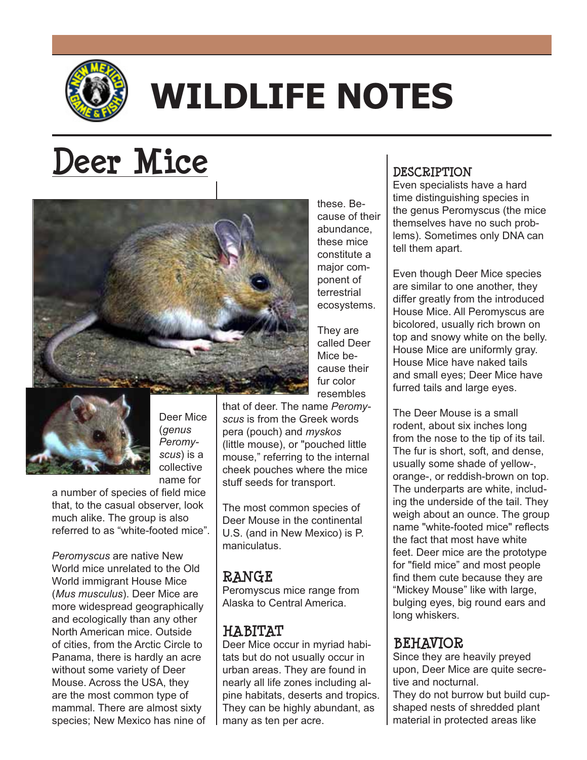# WILDLIFE NOTES

## Deer Mice

Deer Mice (*genus Peromyscus*) is a collective name for a number of species of field mice that, to the casual observer, look much alike. The group is also referred to as "white-footed mice".

*Peromyscus* are native New World mice unrelated to the Old World immigrant House Mice (*Mus musculus*). Deer Mice are more widespread geographically and ecologically than any other North American mice. Outside of cities, from the Arctic Circle to Panama, there is hardly an acre without some variety of Deer Mouse. Across the USA, they are the most common type of mammal. There are almost sixty species; New Mexico has nine of these. Because of their abundance, these mice constitute a major component of terrestrial ecosystems.

They are called Deer Mice because their fur color resembles that of deer. The name *Peromyscus* is from the Greek words pera (pouch) and *myskos* (little mouse), or "pouched little mouse," referring to the internal cheek pouches where the mice stuff seeds for transport.

The most common species of Deer Mouse in the continental U.S. (and in New Mexico) is P. maniculatus.

### RANGE

Peromyscus mice range from Alaska to Central America.

### HABITAT

Deer Mice occur in myriad habitats but do not usually occur in urban areas. They are found in nearly all life zones including alpine habitats, deserts and tropics. They can be highly abundant, as many as ten per acre.

### DESCRIPTION

Even specialists have a hard time distinguishing species in the genus Peromyscus (the mice themselves have no such problems). Sometimes only DNA can tell them apart.

Even though Deer Mice species are similar to one another, they differ greatly from the introduced House Mice. All Peromyscus are bicolored, usually rich brown on top and snowy white on the belly. House Mice are uniformly gray. House Mice have naked tails and small eyes; Deer Mice have furred tails and large eyes.

The Deer Mouse is a small rodent, about six inches long from the nose to the tip of its tail. The fur is short, soft, and dense, usually some shade of yellow-, orange-, or reddish-brown on top. The underparts are white, including the underside of the tail. They weigh about an ounce. The group name "white-footed mice" reflects the fact that most have white feet. Deer mice are the prototype for "field mice" and most people find them cute because they are "Mickey Mouse" like with large, bulging eyes, big round ears and long whiskers.

### BEHAVIOR

Since they are heavily preyed upon, Deer Mice are quite secretive and nocturnal.
They do not burrow but build cup-shaped nests of shredded plant material in protected areas like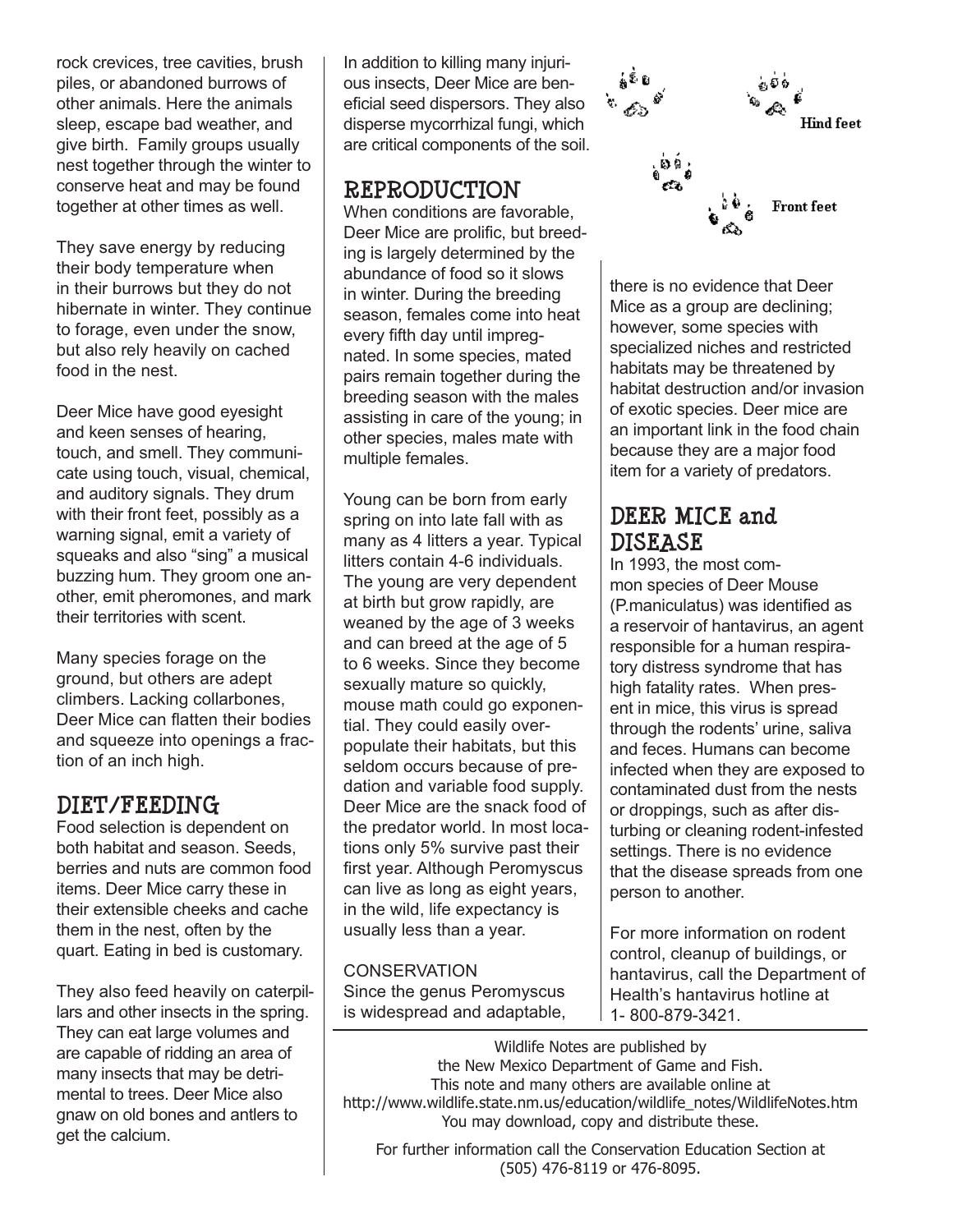rock crevices, tree cavities, brush piles, or abandoned burrows of other animals. Here the animals sleep, escape bad weather, and give birth. Family groups usually nest together through the winter to conserve heat and may be found together at other times as well.

They save energy by reducing their body temperature when in their burrows but they do not hibernate in winter. They continue to forage, even under the snow, but also rely heavily on cached food in the nest.

Deer Mice have good eyesight and keen senses of hearing, touch, and smell. They communicate using touch, visual, chemical, and auditory signals. They drum with their front feet, possibly as a warning signal, emit a variety of squeaks and also "sing" a musical buzzing hum. They groom one another, emit pheromones, and mark their territories with scent.

Many species forage on the ground, but others are adept climbers. Lacking collarbones, Deer Mice can flatten their bodies and squeeze into openings a fraction of an inch high.

## DIET/FEEDING

Food selection is dependent on both habitat and season. Seeds, berries and nuts are common food items. Deer Mice carry these in their extensible cheeks and cache them in the nest, often by the quart. Eating in bed is customary.

They also feed heavily on caterpillars and other insects in the spring. They can eat large volumes and are capable of ridding an area of many insects that may be detrimental to trees. Deer Mice also gnaw on old bones and antlers to get the calcium.

In addition to killing many injurious insects, Deer Mice are beneficial seed dispersors. They also disperse mycorrhizal fungi, which are critical components of the soil.

## REPRODUCTION

When conditions are favorable, Deer Mice are prolific, but breeding is largely determined by the abundance of food so it slows in winter. During the breeding season, females come into heat every fifth day until impregnated. In some species, mated pairs remain together during the breeding season with the males assisting in care of the young; in other species, males mate with multiple females.

Young can be born from early spring on into late fall with as many as 4 litters a year. Typical litters contain 4-6 individuals. The young are very dependent at birth but grow rapidly, are weaned by the age of 3 weeks and can breed at the age of 5 to 6 weeks. Since they become sexually mature so quickly, mouse math could go exponential. They could easily overpopulate their habitats, but this seldom occurs because of predation and variable food supply. Deer Mice are the snack food of the predator world. In most locations only 5% survive past their first year. Although Peromyscus can live as long as eight years, in the wild, life expectancy is usually less than a year.

CONSERVATION

Since the genus Peromyscus is widespread and adaptable, there is no evidence that Deer Mice as a group are declining; however, some species with specialized niches and restricted habitats may be threatened by habitat destruction and/or invasion of exotic species. Deer mice are an important link in the food chain because they are a major food item for a variety of predators.

Hind feet

Front feet

## DEER MICE and DISEASE

In 1993, the most common species of Deer Mouse (P.maniculatus) was identified as a reservoir of hantavirus, an agent responsible for a human respiratory distress syndrome that has high fatality rates. When present in mice, this virus is spread through the rodents' urine, saliva and feces. Humans can become infected when they are exposed to contaminated dust from the nests or droppings, such as after disturbing or cleaning rodent-infested settings. There is no evidence that the disease spreads from one person to another.

For more information on rodent control, cleanup of buildings, or hantavirus, call the Department of Health's hantavirus hotline at 1- 800-879-3421.

Wildlife Notes are published by the New Mexico Department of Game and Fish. This note and many others are available online at http://www.wildlife.state.nm.us/education/wildlife_notes/WildlifeNotes.htm You may download, copy and distribute these.

For further information call the Conservation Education Section at (505) 476-8119 or 476-8095.